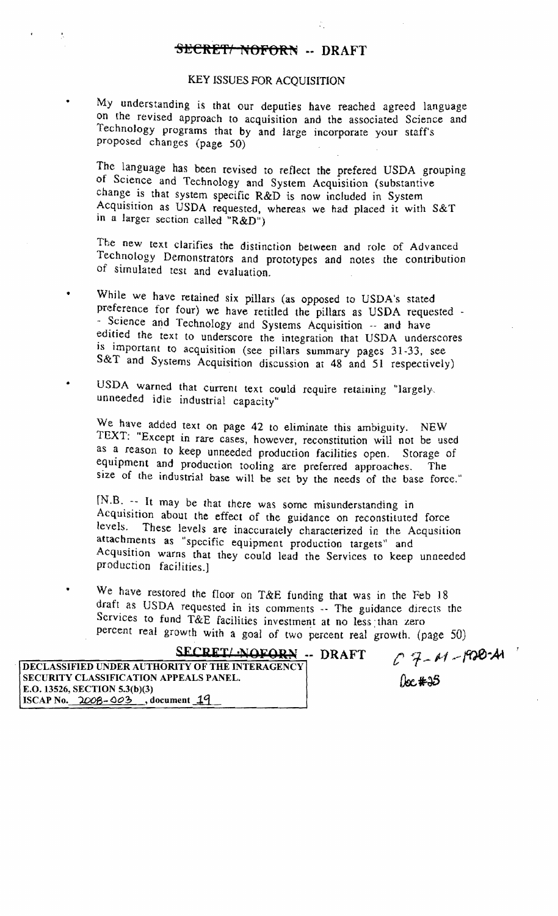~~SECRET/ NOFORN~~ -- DRAFT

KEY ISSUES FOR ACQUISITION

- My understanding is that our deputies have reached agreed language on the revised approach to acquisition and the associated Science and Technology programs that by and large incorporate your staff's proposed changes (page 50)

  The language has been revised to reflect the prefered USDA grouping of Science and Technology and System Acquisition (substantive change is that system specific R&D is now included in System Acquisition as USDA requested, whereas we had placed it with S&T in a larger section called "R&D")

  The new text clarifies the distinction between and role of Advanced Technology Demonstrators and prototypes and notes the contribution of simulated test and evaluation.

- While we have retained six pillars (as opposed to USDA's stated preference for four) we have retitled the pillars as USDA requested -- Science and Technology and Systems Acquisition -- and have editied the text to underscore the integration that USDA underscores is important to acquisition (see pillars summary pages 31-33, see S&T and Systems Acquisition discussion at 48 and 51 respectively)

- USDA warned that current text could require retaining "largely unneeded idle industrial capacity"

  We have added text on page 42 to eliminate this ambiguity. NEW TEXT: "Except in rare cases, however, reconstitution will not be used as a reason to keep unneeded production facilities open. Storage of equipment and production tooling are preferred approaches. The size of the industrial base will be set by the needs of the base force."

  [N.B. -- It may be that there was some misunderstanding in Acquisition about the effect of the guidance on reconstituted force levels. These levels are inaccurately characterized in the Acqusition attachments as "specific equipment production targets" and Acqusition warns that they could lead the Services to keep unneeded production facilities.]

- We have restored the floor on T&E funding that was in the Feb 18 draft as USDA requested in its comments -- The guidance directs the Services to fund T&E facilities investment at no less than zero percent real growth with a goal of two percent real growth. (page 50)

~~SECRET/ NOFORN~~ -- DRAFT

C 7-M-1920-M

Doc #35

DECLASSIFIED UNDER AUTHORITY OF THE INTERAGENCY SECURITY CLASSIFICATION APPEALS PANEL.
E.O. 13526, SECTION 5.3(b)(3)
ISCAP No. 2008-003, document 19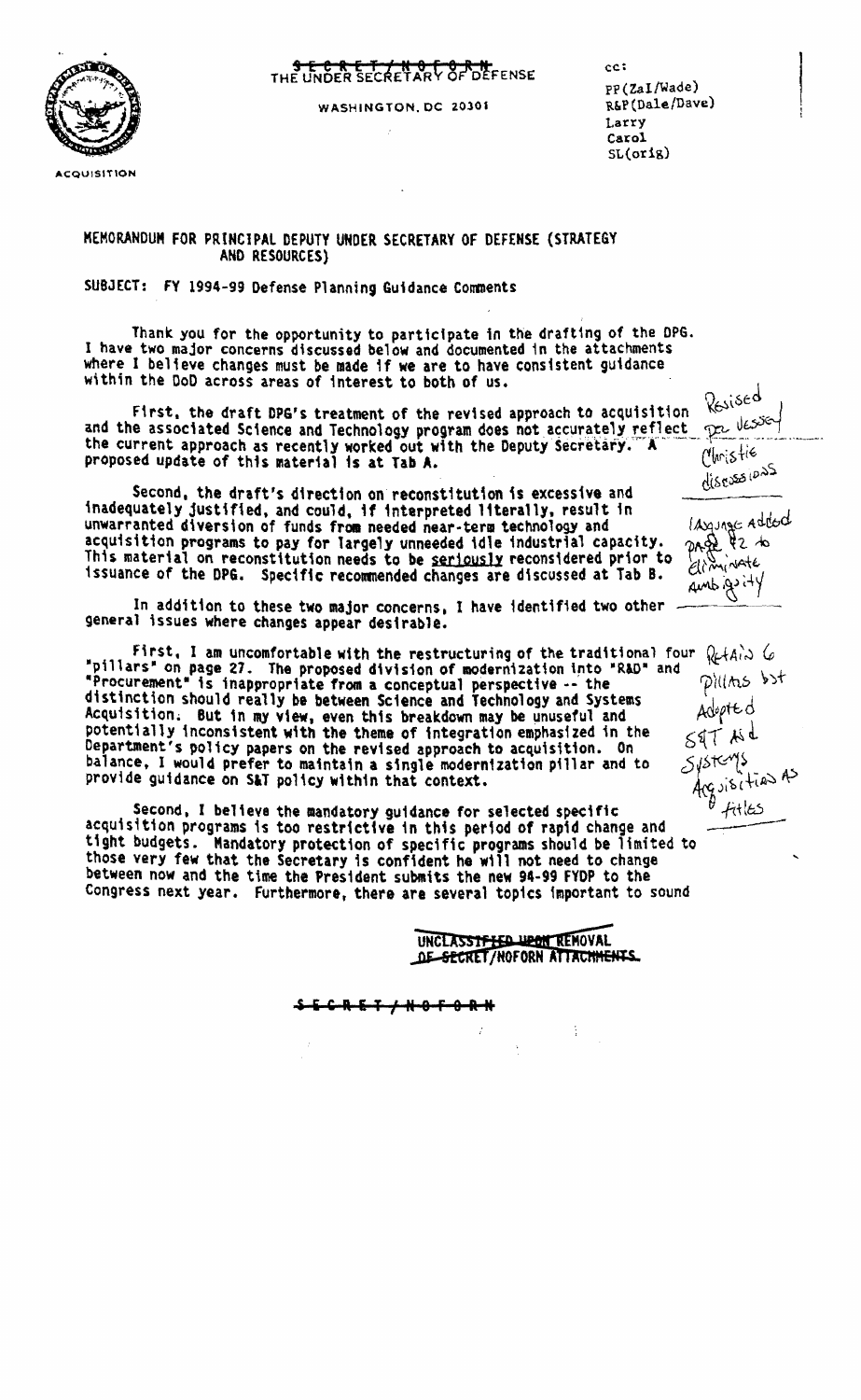S E C R E T / N O F O R N

THE UNDER SECRETARY OF DEFENSE

WASHINGTON, DC 20301

ACQUISITION

cc:
PP(Zal/Wade)
R&P(Dale/Dave)
Larry
Carol
SL(orig)

MEMORANDUM FOR PRINCIPAL DEPUTY UNDER SECRETARY OF DEFENSE (STRATEGY AND RESOURCES)

SUBJECT: FY 1994-99 Defense Planning Guidance Comments

Thank you for the opportunity to participate in the drafting of the DPG. I have two major concerns discussed below and documented in the attachments where I believe changes must be made if we are to have consistent guidance within the DoD across areas of interest to both of us.

First, the draft DPG's treatment of the revised approach to acquisition and the associated Science and Technology program does not accurately reflect the current approach as recently worked out with the Deputy Secretary. A proposed update of this material is at Tab A.

*Revised per Vessey/Christie discussions*

Second, the draft's direction on reconstitution is excessive and inadequately justified, and could, if interpreted literally, result in unwarranted diversion of funds from needed near-term technology and acquisition programs to pay for largely unneeded idle industrial capacity. This material on reconstitution needs to be seriously reconsidered prior to issuance of the DPG. Specific recommended changes are discussed at Tab B.

*Language added page 42 to eliminate ambiguity*

In addition to these two major concerns, I have identified two other general issues where changes appear desirable.

First, I am uncomfortable with the restructuring of the traditional four "pillars" on page 27. The proposed division of modernization into "R&D" and "Procurement" is inappropriate from a conceptual perspective -- the distinction should really be between Science and Technology and Systems Acquisition. But in my view, even this breakdown may be unuseful and potentially inconsistent with the theme of integration emphasized in the Department's policy papers on the revised approach to acquisition. On balance, I would prefer to maintain a single modernization pillar and to provide guidance on S&T policy within that context.

*Retain 6 pillars but Adopted S&T and Systems Acquisition as titles*

Second, I believe the mandatory guidance for selected specific acquisition programs is too restrictive in this period of rapid change and tight budgets. Mandatory protection of specific programs should be limited to those very few that the Secretary is confident he will not need to change between now and the time the President submits the new 94-99 FYDP to the Congress next year. Furthermore, there are several topics important to sound

UNCLASSIFIED UPON REMOVAL OF SECRET/NOFORN ATTACHMENTS

S E C R E T / N O F O R N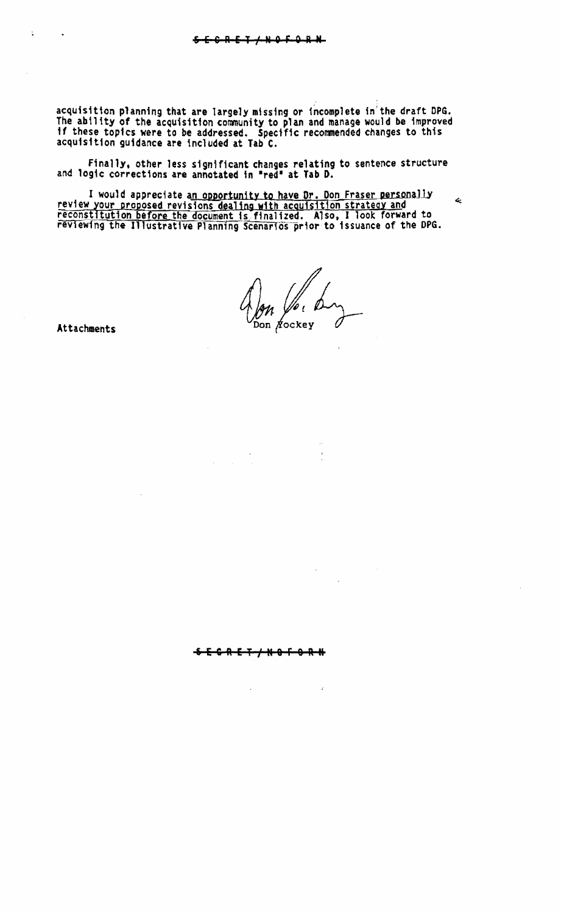acquisition planning that are largely missing or incomplete in the draft DPG. The ability of the acquisition community to plan and manage would be improved if these topics were to be addressed. Specific recommended changes to this acquisition guidance are included at Tab C.

Finally, other less significant changes relating to sentence structure and logic corrections are annotated in "red" at Tab D.

I would appreciate <u>an opportunity to have Dr. Don Fraser personally review your proposed revisions dealing with acquisition strategy and reconstitution before the document is finalized</u>. Also, I look forward to reviewing the Illustrative Planning Scenarios prior to issuance of the DPG.

Don Yockey

Attachments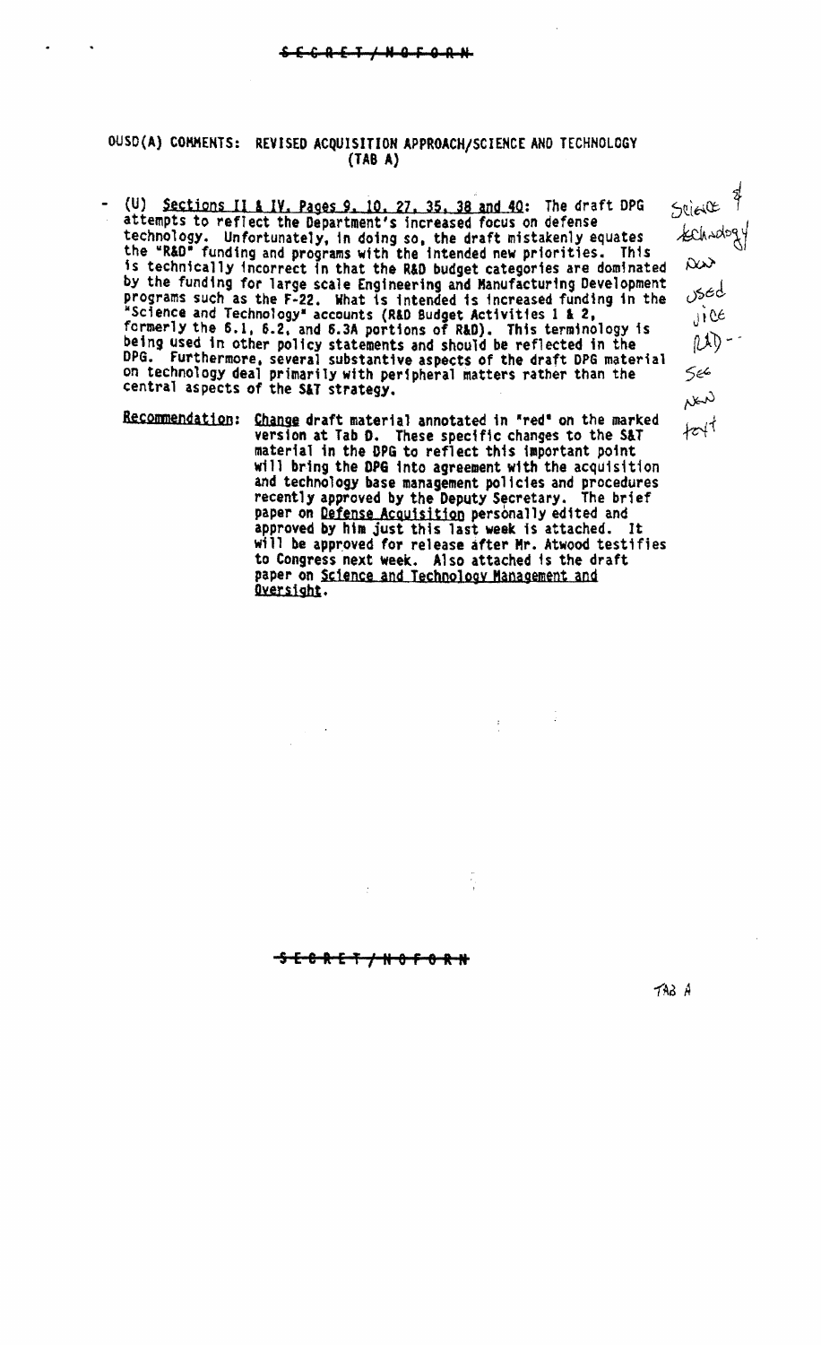SECRET/NOFORN

OUSD(A) COMMENTS: REVISED ACQUISITION APPROACH/SCIENCE AND TECHNOLOGY (TAB A)

- (U) <u>Sections II & IV, Pages 9, 10, 27, 35, 38 and 40</u>: The draft DPG attempts to reflect the Department's increased focus on defense technology. Unfortunately, in doing so, the draft mistakenly equates the "R&D" funding and programs with the intended new priorities. This is technically incorrect in that the R&D budget categories are dominated by the funding for large scale Engineering and Manufacturing Development programs such as the F-22. What is intended is increased funding in the "Science and Technology" accounts (R&D Budget Activities 1 & 2, formerly the 6.1, 6.2, and 6.3A portions of R&D). This terminology is being used in other policy statements and should be reflected in the DPG. Furthermore, several substantive aspects of the draft DPG material on technology deal primarily with peripheral matters rather than the central aspects of the S&T strategy.

  <u>Recommendation</u>: <u>Change</u> draft material annotated in "red" on the marked version at Tab D. These specific changes to the S&T material in the DPG to reflect this important point will bring the DPG into agreement with the acquisition and technology base management policies and procedures recently approved by the Deputy Secretary. The brief paper on <u>Defense Acquisition</u> personally edited and approved by him just this last week is attached. It will be approved for release after Mr. Atwood testifies to Congress next week. Also attached is the draft paper on <u>Science and Technology Management and Oversight</u>.

Science & technology now used vice (R&D) -- See new text

SECRET/NOFORN

TAB A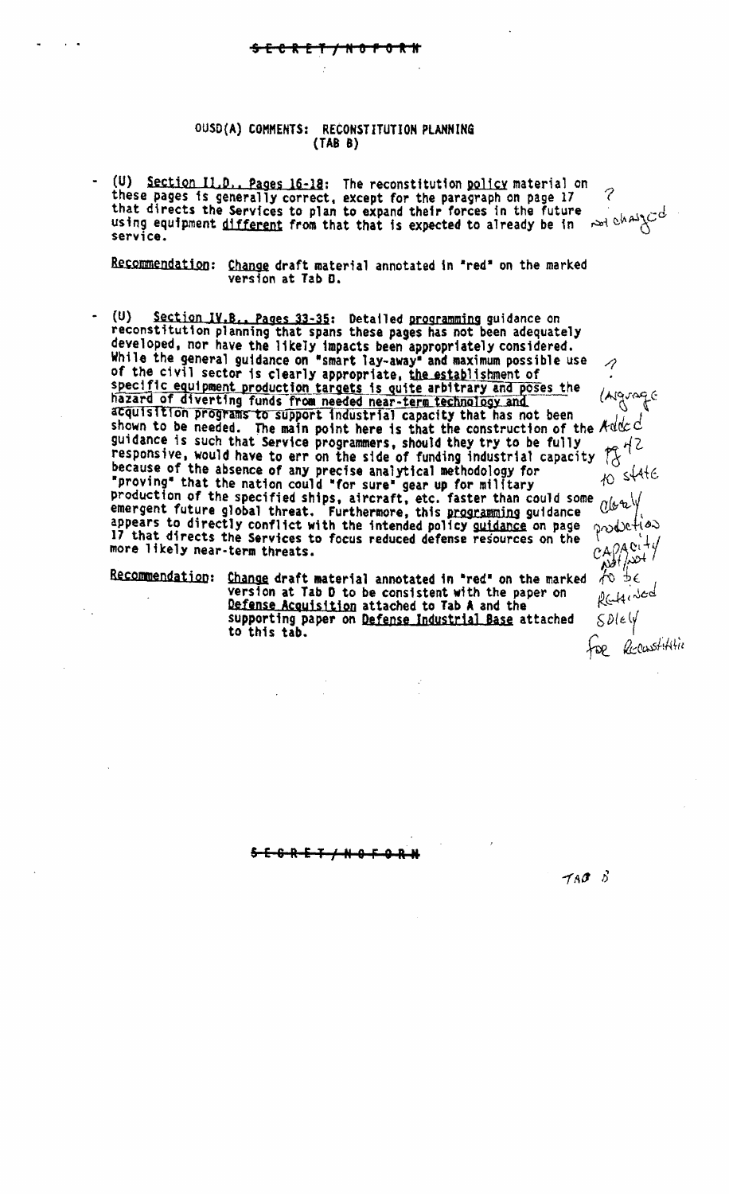SECRET/NOFORN

## OUSD(A) COMMENTS: RECONSTITUTION PLANNING (TAB B)

- (U) Section II.D., Pages 16-18: The reconstitution policy material on these pages is generally correct, except for the paragraph on page 17 that directs the Services to plan to expand their forces in the future using equipment different from that that is expected to already be in service.

  ? not changed

  Recommendation: Change draft material annotated in "red" on the marked version at Tab D.

- (U) Section IV.B., Pages 33-35: Detailed programming guidance on reconstitution planning that spans these pages has not been adequately developed, nor have the likely impacts been appropriately considered. While the general guidance on "smart lay-away" and maximum possible use of the civil sector is clearly appropriate, the establishment of specific equipment production targets is quite arbitrary and poses the hazard of diverting funds from needed near-term technology and acquisition programs to support industrial capacity that has not been shown to be needed. The main point here is that the construction of the guidance is such that Service programmers, should they try to be fully responsive, would have to err on the side of funding industrial capacity because of the absence of any precise analytical methodology for "proving" that the nation could "for sure" gear up for military production of the specified ships, aircraft, etc. faster than could some emergent future global threat. Furthermore, this programming guidance appears to directly conflict with the intended policy guidance on page 17 that directs the Services to focus reduced defense resources on the more likely near-term threats.

  ? (language Added pg 42 to state clearly production capacity not to be retained solely for Reconstitution)

  Recommendation: Change draft material annotated in "red" on the marked version at Tab D to be consistent with the paper on Defense Acquisition attached to Tab A and the supporting paper on Defense Industrial Base attached to this tab.

SECRET/NOFORN

TAB B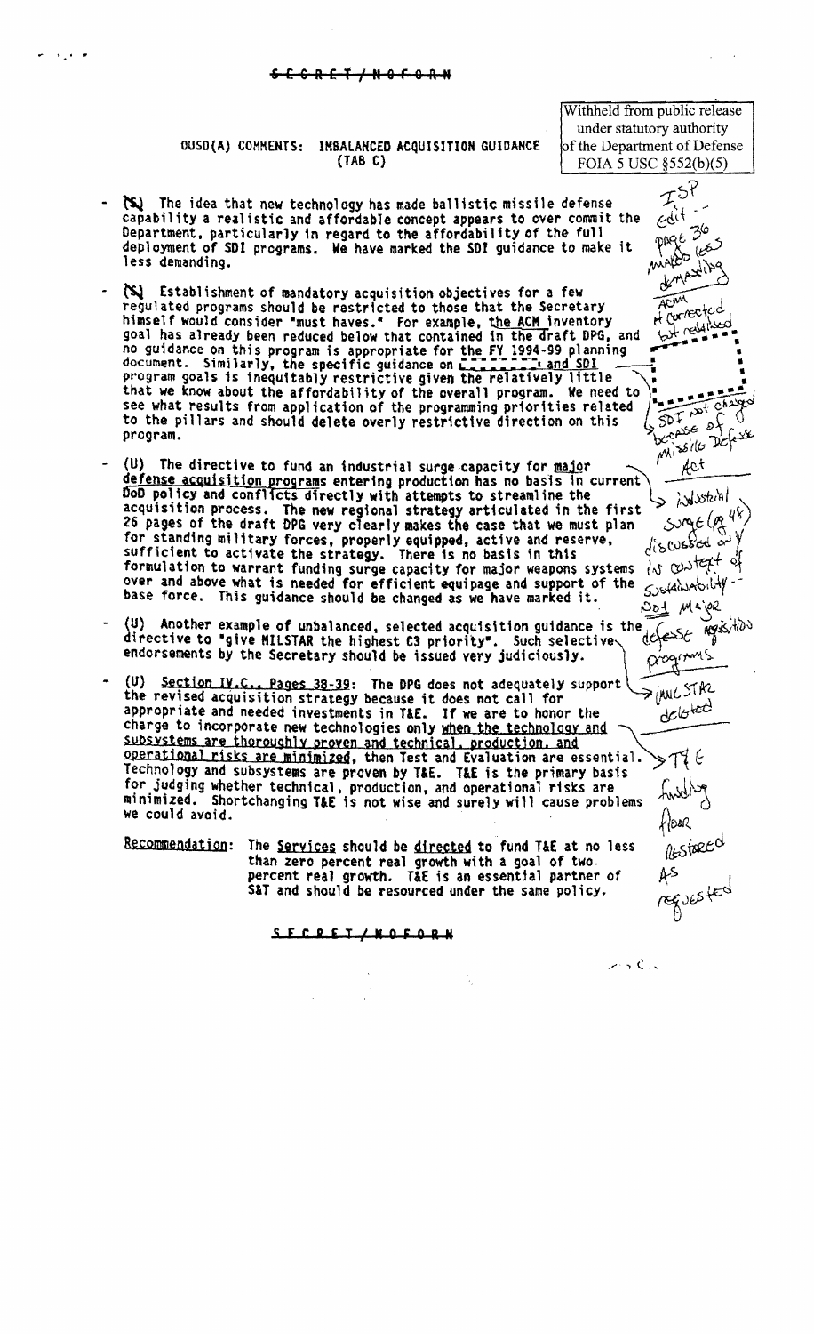SECRET/NOFORN

Withheld from public release under statutory authority of the Department of Defense FOIA 5 USC §552(b)(5)

OUSD(A) COMMENTS: IMBALANCED ACQUISITION GUIDANCE (TAB C)

- (S) The idea that new technology has made ballistic missile defense capability a realistic and affordable concept appears to over commit the Department, particularly in regard to the affordability of the full deployment of SDI programs. We have marked the SDI guidance to make it less demanding.

- (S) Establishment of mandatory acquisition objectives for a few regulated programs should be restricted to those that the Secretary himself would consider "must haves." For example, the ACM inventory goal has already been reduced below that contained in the draft DPG, and no guidance on this program is appropriate for the FY 1994-99 planning document. Similarly, the specific guidance on [redacted] and SDI program goals is inequitably restrictive given the relatively little that we know about the affordability of the overall program. We need to see what results from application of the programming priorities related to the pillars and should delete overly restrictive direction on this program.

- (U) The directive to fund an industrial surge capacity for major defense acquisition programs entering production has no basis in current DoD policy and conflicts directly with attempts to streamline the acquisition process. The new regional strategy articulated in the first 26 pages of the draft DPG very clearly makes the case that we must plan for standing military forces, properly equipped, active and reserve, sufficient to activate the strategy. There is no basis in this formulation to warrant funding surge capacity for major weapons systems over and above what is needed for efficient equipage and support of the base force. This guidance should be changed as we have marked it.

- (U) Another example of unbalanced, selected acquisition guidance is the directive to "give MILSTAR the highest C3 priority". Such selective endorsements by the Secretary should be issued very judiciously.

- (U) Section IV.C., Pages 38-39: The DPG does not adequately support the revised acquisition strategy because it does not call for appropriate and needed investments in T&E. If we are to honor the charge to incorporate new technologies only when the technology and subsystems are thoroughly proven and technical, production, and operational risks are minimized, then Test and Evaluation are essential. Technology and subsystems are proven by T&E. T&E is the primary basis for judging whether technical, production, and operational risks are minimized. Shortchanging T&E is not wise and surely will cause problems we could avoid.

  Recommendation: The Services should be directed to fund T&E at no less than zero percent real growth with a goal of two percent real growth. T&E is an essential partner of S&T and should be resourced under the same policy.

Handwritten margin notes:
- ISP edit -- page 36 makes less demanding
- ACM corrected but retained
- SDI not changed because of Missile Defense Act
- Industrial Surge (pg 48) discussed only in context of sustainability -- not major defense acquisition programs
- MILSTAR deleted
- T&E funding floor restored as requested

SECRET/NOFORN